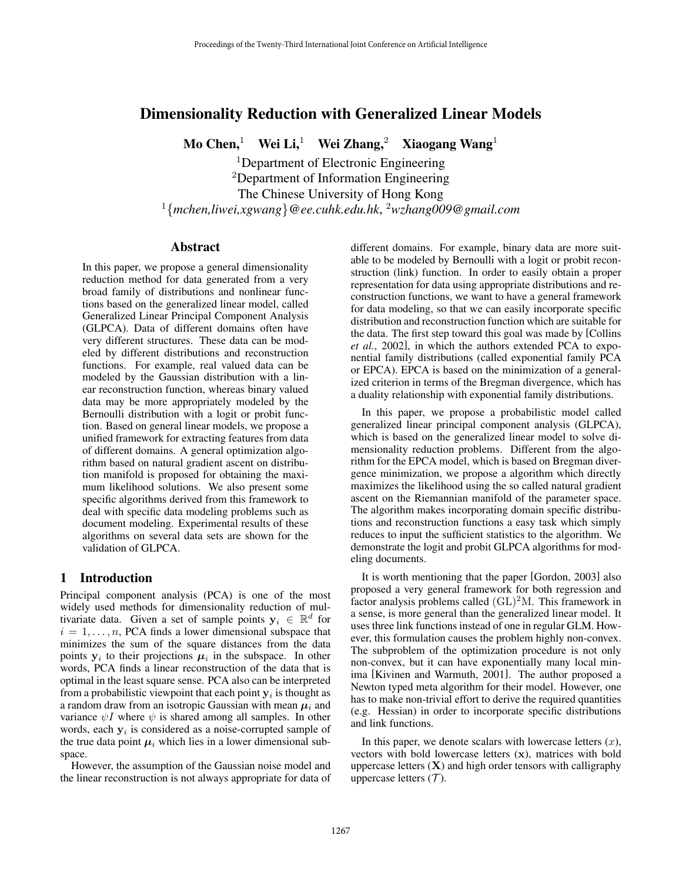# Dimensionality Reduction with Generalized Linear Models

**Mo Chen,[1] Wei Li,[1] Wei Zhang,[2] Xiaogang Wang[1]**

[1]Department of Electronic Engineering
[2]Department of Information Engineering
The Chinese University of Hong Kong
[1]{*mchen,liwei,xgwang*}*@ee.cuhk.edu.hk*, [2]*wzhang009@gmail.com*

## Abstract

In this paper, we propose a general dimensionality reduction method for data generated from a very broad family of distributions and nonlinear functions based on the generalized linear model, called Generalized Linear Principal Component Analysis (GLPCA). Data of different domains often have very different structures. These data can be modeled by different distributions and reconstruction functions. For example, real valued data can be modeled by the Gaussian distribution with a linear reconstruction function, whereas binary valued data may be more appropriately modeled by the Bernoulli distribution with a logit or probit function. Based on general linear models, we propose a unified framework for extracting features from data of different domains. A general optimization algorithm based on natural gradient ascent on distribution manifold is proposed for obtaining the maximum likelihood solutions. We also present some specific algorithms derived from this framework to deal with specific data modeling problems such as document modeling. Experimental results of these algorithms on several data sets are shown for the validation of GLPCA.

## 1 Introduction

Principal component analysis (PCA) is one of the most widely used methods for dimensionality reduction of multivariate data. Given a set of sample points $\mathbf{y}_i \in \mathbb{R}^d$ for $i = 1, \ldots, n$, PCA finds a lower dimensional subspace that minimizes the sum of the square distances from the data points $\mathbf{y}_i$ to their projections $\boldsymbol{\mu}_i$ in the subspace. In other words, PCA finds a linear reconstruction of the data that is optimal in the least square sense. PCA also can be interpreted from a probabilistic viewpoint that each point $\mathbf{y}_i$ is thought as a random draw from an isotropic Gaussian with mean $\boldsymbol{\mu}_i$ and variance $\psi I$ where $\psi$ is shared among all samples. In other words, each $\mathbf{y}_i$ is considered as a noise-corrupted sample of the true data point $\boldsymbol{\mu}_i$ which lies in a lower dimensional subspace.

However, the assumption of the Gaussian noise model and the linear reconstruction is not always appropriate for data of different domains. For example, binary data are more suitable to be modeled by Bernoulli with a logit or probit reconstruction (link) function. In order to easily obtain a proper representation for data using appropriate distributions and reconstruction functions, we want to have a general framework for data modeling, so that we can easily incorporate specific distribution and reconstruction function which are suitable for the data. The first step toward this goal was made by [Collins *et al.*, 2002], in which the authors extended PCA to exponential family distributions (called exponential family PCA or EPCA). EPCA is based on the minimization of a generalized criterion in terms of the Bregman divergence, which has a duality relationship with exponential family distributions.

In this paper, we propose a probabilistic model called generalized linear principal component analysis (GLPCA), which is based on the generalized linear model to solve dimensionality reduction problems. Different from the algorithm for the EPCA model, which is based on Bregman divergence minimization, we propose a algorithm which directly maximizes the likelihood using the so called natural gradient ascent on the Riemannian manifold of the parameter space. The algorithm makes incorporating domain specific distributions and reconstruction functions a easy task which simply reduces to input the sufficient statistics to the algorithm. We demonstrate the logit and probit GLPCA algorithms for modeling documents.

It is worth mentioning that the paper [Gordon, 2003] also proposed a very general framework for both regression and factor analysis problems called $(\mathrm{GL})^2\mathrm{M}$. This framework in a sense, is more general than the generalized linear model. It uses three link functions instead of one in regular GLM. However, this formulation causes the problem highly non-convex. The subproblem of the optimization procedure is not only non-convex, but it can have exponentially many local minima [Kivinen and Warmuth, 2001]. The author proposed a Newton typed meta algorithm for their model. However, one has to make non-trivial effort to derive the required quantities (e.g. Hessian) in order to incorporate specific distributions and link functions.

In this paper, we denote scalars with lowercase letters ($x$), vectors with bold lowercase letters ($\mathbf{x}$), matrices with bold uppercase letters ($\mathbf{X}$) and high order tensors with calligraphy uppercase letters ($\mathcal{T}$).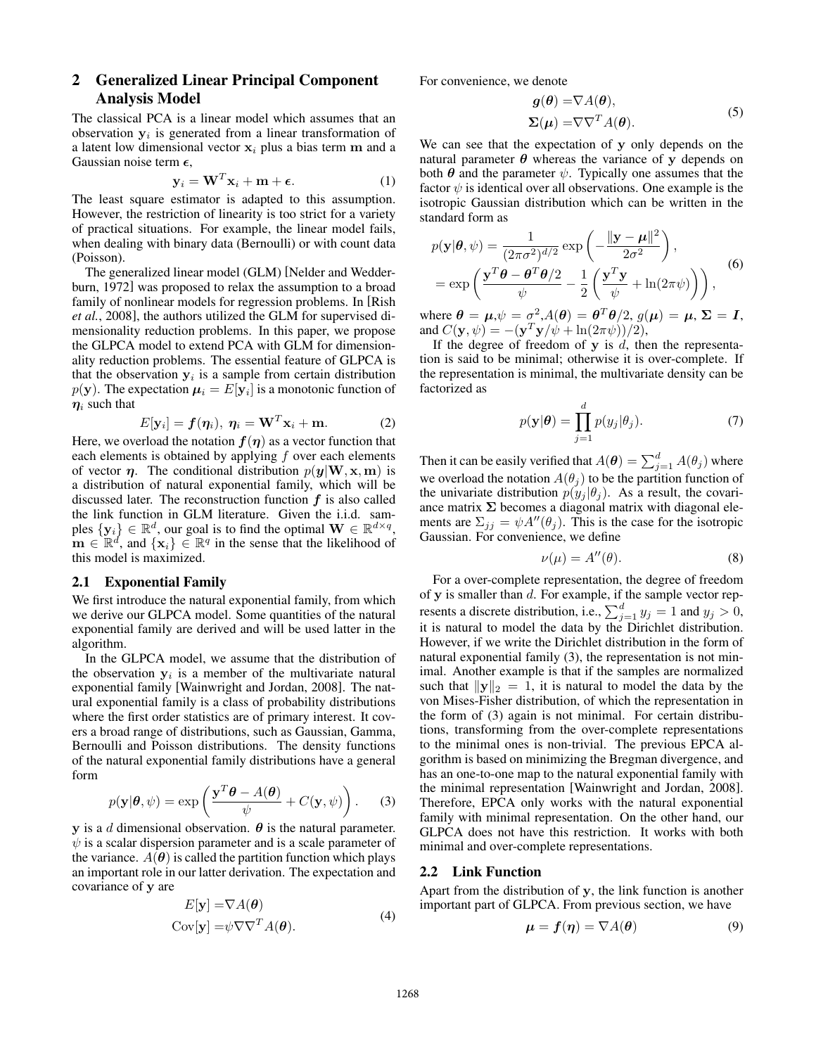## 2 Generalized Linear Principal Component Analysis Model

The classical PCA is a linear model which assumes that an observation $\mathbf{y}_i$ is generated from a linear transformation of a latent low dimensional vector $\mathbf{x}_i$ plus a bias term $\mathbf{m}$ and a Gaussian noise term $\boldsymbol{\epsilon}$,

$$\mathbf{y}_i = \mathbf{W}^T \mathbf{x}_i + \mathbf{m} + \boldsymbol{\epsilon}. \tag{1}$$

The least square estimator is adapted to this assumption. However, the restriction of linearity is too strict for a variety of practical situations. For example, the linear model fails, when dealing with binary data (Bernoulli) or with count data (Poisson).

The generalized linear model (GLM) [Nelder and Wedderburn, 1972] was proposed to relax the assumption to a broad family of nonlinear models for regression problems. In [Rish *et al.*, 2008], the authors utilized the GLM for supervised dimensionality reduction problems. In this paper, we propose the GLPCA model to extend PCA with GLM for dimensionality reduction problems. The essential feature of GLPCA is that the observation $\mathbf{y}_i$ is a sample from certain distribution $p(\mathbf{y})$. The expectation $\boldsymbol{\mu}_i = E[\mathbf{y}_i]$ is a monotonic function of $\boldsymbol{\eta}_i$ such that

$$E[\mathbf{y}_i] = \boldsymbol{f}(\boldsymbol{\eta}_i), \; \boldsymbol{\eta}_i = \mathbf{W}^T \mathbf{x}_i + \mathbf{m}. \tag{2}$$

Here, we overload the notation $\boldsymbol{f}(\boldsymbol{\eta})$ as a vector function that each elements is obtained by applying $f$ over each elements of vector $\boldsymbol{\eta}$. The conditional distribution $p(\boldsymbol{y}|\mathbf{W}, \mathbf{x}, \mathbf{m})$ is a distribution of natural exponential family, which will be discussed later. The reconstruction function $\boldsymbol{f}$ is also called the link function in GLM literature. Given the i.i.d. samples $\{\mathbf{y}_i\} \in \mathbb{R}^d$, our goal is to find the optimal $\mathbf{W} \in \mathbb{R}^{d \times q}$, $\mathbf{m} \in \mathbb{R}^d$, and $\{\mathbf{x}_i\} \in \mathbb{R}^q$ in the sense that the likelihood of this model is maximized.

### 2.1 Exponential Family

We first introduce the natural exponential family, from which we derive our GLPCA model. Some quantities of the natural exponential family are derived and will be used latter in the algorithm.

In the GLPCA model, we assume that the distribution of the observation $\mathbf{y}_i$ is a member of the multivariate natural exponential family [Wainwright and Jordan, 2008]. The natural exponential family is a class of probability distributions where the first order statistics are of primary interest. It covers a broad range of distributions, such as Gaussian, Gamma, Bernoulli and Poisson distributions. The density functions of the natural exponential family distributions have a general form

$$p(\mathbf{y}|\boldsymbol{\theta}, \psi) = \exp\left( \frac{\mathbf{y}^T \boldsymbol{\theta} - A(\boldsymbol{\theta})}{\psi} + C(\mathbf{y}, \psi) \right). \tag{3}$$

$\mathbf{y}$ is a $d$ dimensional observation. $\boldsymbol{\theta}$ is the natural parameter. $\psi$ is a scalar dispersion parameter and is a scale parameter of the variance. $A(\boldsymbol{\theta})$ is called the partition function which plays an important role in our latter derivation. The expectation and covariance of $\mathbf{y}$ are

$$\begin{aligned} E[\mathbf{y}] &= \nabla A(\boldsymbol{\theta}) \\ \mathrm{Cov}[\mathbf{y}] &= \psi \nabla \nabla^T A(\boldsymbol{\theta}). \end{aligned} \tag{4}$$

For convenience, we denote

$$\begin{aligned} \boldsymbol{g}(\boldsymbol{\theta}) &= \nabla A(\boldsymbol{\theta}), \\ \boldsymbol{\Sigma}(\boldsymbol{\mu}) &= \nabla \nabla^T A(\boldsymbol{\theta}). \end{aligned} \tag{5}$$

We can see that the expectation of $\mathbf{y}$ only depends on the natural parameter $\boldsymbol{\theta}$ whereas the variance of $\mathbf{y}$ depends on both $\boldsymbol{\theta}$ and the parameter $\psi$. Typically one assumes that the factor $\psi$ is identical over all observations. One example is the isotropic Gaussian distribution which can be written in the standard form as

$$\begin{aligned} p(\mathbf{y}|\boldsymbol{\theta}, \psi) &= \frac{1}{(2\pi\sigma^2)^{d/2}} \exp\left( -\frac{\|\mathbf{y} - \boldsymbol{\mu}\|^2}{2\sigma^2} \right), \\ &= \exp\left( \frac{\mathbf{y}^T \boldsymbol{\theta} - \boldsymbol{\theta}^T \boldsymbol{\theta}/2}{\psi} - \frac{1}{2}\left( \frac{\mathbf{y}^T \mathbf{y}}{\psi} + \ln(2\pi\psi) \right) \right), \end{aligned} \tag{6}$$

where $\boldsymbol{\theta} = \boldsymbol{\mu}, \psi = \sigma^2, A(\boldsymbol{\theta}) = \boldsymbol{\theta}^T \boldsymbol{\theta}/2$, $g(\boldsymbol{\mu}) = \boldsymbol{\mu}$, $\boldsymbol{\Sigma} = \boldsymbol{I}$, and $C(\mathbf{y}, \psi) = -(\mathbf{y}^T \mathbf{y}/\psi + \ln(2\pi\psi))/2$),

If the degree of freedom of $\mathbf{y}$ is $d$, then the representation is said to be minimal; otherwise it is over-complete. If the representation is minimal, the multivariate density can be factorized as

$$p(\mathbf{y}|\boldsymbol{\theta}) = \prod_{j=1}^{d} p(y_j|\theta_j). \tag{7}$$

Then it can be easily verified that $A(\boldsymbol{\theta}) = \sum_{j=1}^{d} A(\theta_j)$ where we overload the notation $A(\theta_j)$ to be the partition function of the univariate distribution $p(y_j|\theta_j)$. As a result, the covariance matrix $\boldsymbol{\Sigma}$ becomes a diagonal matrix with diagonal elements are $\Sigma_{jj} = \psi A''(\theta_j)$. This is the case for the isotropic Gaussian. For convenience, we define

$$\nu(\mu) = A''(\theta). \tag{8}$$

For a over-complete representation, the degree of freedom of $\mathbf{y}$ is smaller than $d$. For example, if the sample vector represents a discrete distribution, i.e., $\sum_{j=1}^{d} y_j = 1$ and $y_j > 0$, it is natural to model the data by the Dirichlet distribution. However, if we write the Dirichlet distribution in the form of natural exponential family (3), the representation is not minimal. Another example is that if the samples are normalized such that $\|\mathbf{y}\|_2 = 1$, it is natural to model the data by the von Mises-Fisher distribution, of which the representation in the form of (3) again is not minimal. For certain distributions, transforming from the over-complete representations to the minimal ones is non-trivial. The previous EPCA algorithm is based on minimizing the Bregman divergence, and has an one-to-one map to the natural exponential family with the minimal representation [Wainwright and Jordan, 2008]. Therefore, EPCA only works with the natural exponential family with minimal representation. On the other hand, our GLPCA does not have this restriction. It works with both minimal and over-complete representations.

### 2.2 Link Function

Apart from the distribution of $\mathbf{y}$, the link function is another important part of GLPCA. From previous section, we have

$$\boldsymbol{\mu} = \boldsymbol{f}(\boldsymbol{\eta}) = \nabla A(\boldsymbol{\theta}) \tag{9}$$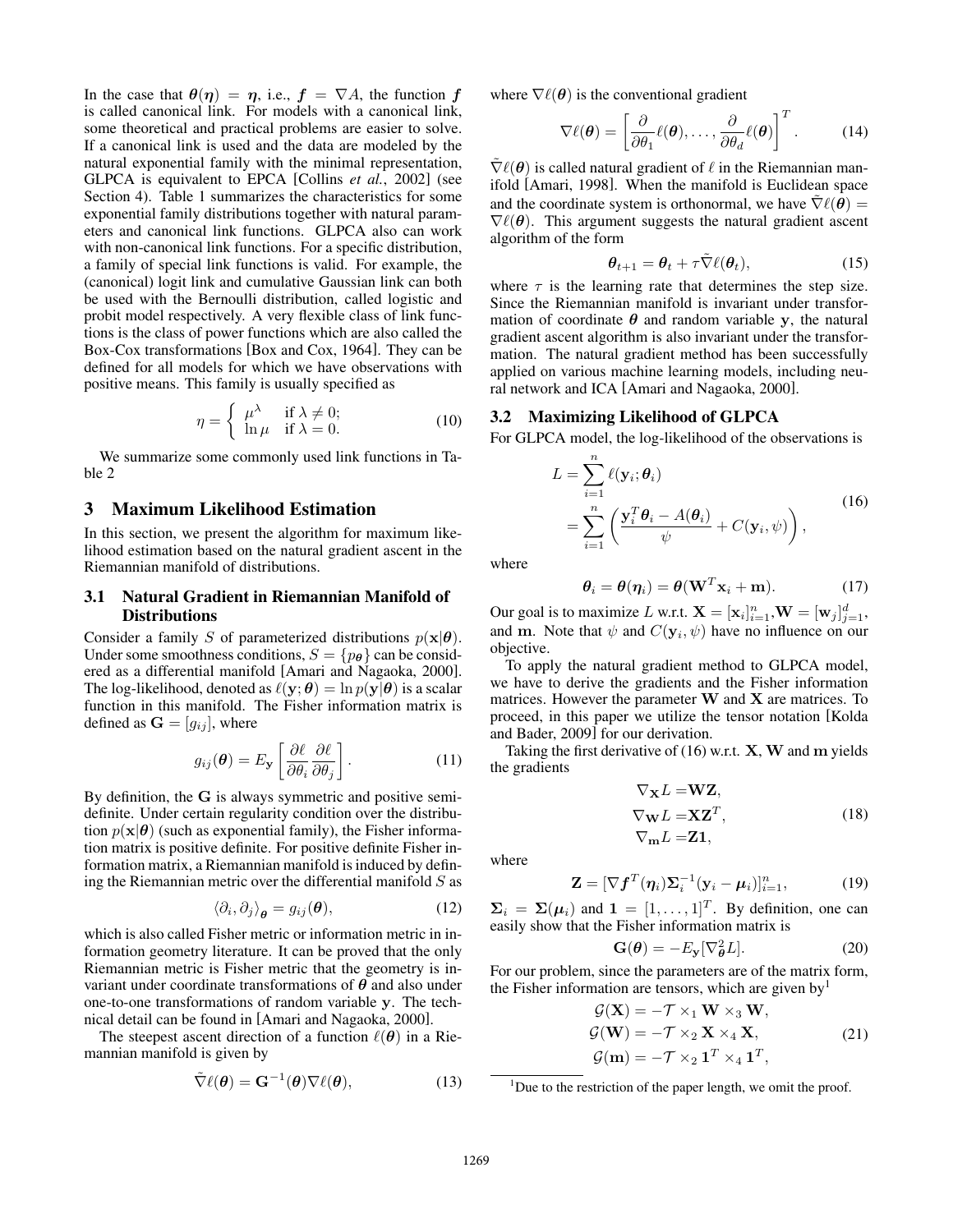In the case that $\boldsymbol{\theta}(\boldsymbol{\eta}) = \boldsymbol{\eta}$, i.e., $\boldsymbol{f} = \nabla A$, the function $\boldsymbol{f}$ is called canonical link. For models with a canonical link, some theoretical and practical problems are easier to solve. If a canonical link is used and the data are modeled by the natural exponential family with the minimal representation, GLPCA is equivalent to EPCA [Collins *et al.*, 2002] (see Section 4). Table 1 summarizes the characteristics for some exponential family distributions together with natural parameters and canonical link functions. GLPCA also can work with non-canonical link functions. For a specific distribution, a family of special link functions is valid. For example, the (canonical) logit link and cumulative Gaussian link can both be used with the Bernoulli distribution, called logistic and probit model respectively. A very flexible class of link functions is the class of power functions which are also called the Box-Cox transformations [Box and Cox, 1964]. They can be defined for all models for which we have observations with positive means. This family is usually specified as

$$\eta = \begin{cases} \mu^{\lambda} & \text{if } \lambda \neq 0; \\ \ln \mu & \text{if } \lambda = 0. \end{cases} \tag{10}$$

We summarize some commonly used link functions in Table 2

## 3 Maximum Likelihood Estimation

In this section, we present the algorithm for maximum likelihood estimation based on the natural gradient ascent in the Riemannian manifold of distributions.

### 3.1 Natural Gradient in Riemannian Manifold of Distributions

Consider a family $S$ of parameterized distributions $p(\mathbf{x}|\boldsymbol{\theta})$. Under some smoothness conditions, $S = \{p_{\boldsymbol{\theta}}\}$ can be considered as a differential manifold [Amari and Nagaoka, 2000]. The log-likelihood, denoted as $\ell(\mathbf{y}; \boldsymbol{\theta}) = \ln p(\mathbf{y}|\boldsymbol{\theta})$ is a scalar function in this manifold. The Fisher information matrix is defined as $\mathbf{G} = [g_{ij}]$, where

$$g_{ij}(\boldsymbol{\theta}) = E_{\mathbf{y}} \left[ \frac{\partial \ell}{\partial \theta_i} \frac{\partial \ell}{\partial \theta_j} \right]. \tag{11}$$

By definition, the $\mathbf{G}$ is always symmetric and positive semi-definite. Under certain regularity condition over the distribution $p(\mathbf{x}|\boldsymbol{\theta})$ (such as exponential family), the Fisher information matrix is positive definite. For positive definite Fisher information matrix, a Riemannian manifold is induced by defining the Riemannian metric over the differential manifold $S$ as

$$\langle \partial_i, \partial_j \rangle_{\boldsymbol{\theta}} = g_{ij}(\boldsymbol{\theta}), \tag{12}$$

which is also called Fisher metric or information metric in information geometry literature. It can be proved that the only Riemannian metric is Fisher metric that the geometry is invariant under coordinate transformations of $\boldsymbol{\theta}$ and also under one-to-one transformations of random variable $\mathbf{y}$. The technical detail can be found in [Amari and Nagaoka, 2000].

The steepest ascent direction of a function $\ell(\boldsymbol{\theta})$ in a Riemannian manifold is given by

$$\tilde{\nabla} \ell(\boldsymbol{\theta}) = \mathbf{G}^{-1}(\boldsymbol{\theta}) \nabla \ell(\boldsymbol{\theta}), \tag{13}$$

where $\nabla \ell(\boldsymbol{\theta})$ is the conventional gradient

$$\nabla \ell(\boldsymbol{\theta}) = \left[ \frac{\partial}{\partial \theta_1} \ell(\boldsymbol{\theta}), \ldots, \frac{\partial}{\partial \theta_d} \ell(\boldsymbol{\theta}) \right]^T. \tag{14}$$

$\tilde{\nabla} \ell(\boldsymbol{\theta})$ is called natural gradient of $\ell$ in the Riemannian manifold [Amari, 1998]. When the manifold is Euclidean space and the coordinate system is orthonormal, we have $\tilde{\nabla} \ell(\boldsymbol{\theta}) = \nabla \ell(\boldsymbol{\theta})$. This argument suggests the natural gradient ascent algorithm of the form

$$\boldsymbol{\theta}_{t+1} = \boldsymbol{\theta}_t + \tau \tilde{\nabla} \ell(\boldsymbol{\theta}_t), \tag{15}$$

where $\tau$ is the learning rate that determines the step size. Since the Riemannian manifold is invariant under transformation of coordinate $\boldsymbol{\theta}$ and random variable $\mathbf{y}$, the natural gradient ascent algorithm is also invariant under the transformation. The natural gradient method has been successfully applied on various machine learning models, including neural network and ICA [Amari and Nagaoka, 2000].

### 3.2 Maximizing Likelihood of GLPCA

For GLPCA model, the log-likelihood of the observations is

$$\begin{aligned} L &= \sum_{i=1}^{n} \ell(\mathbf{y}_i; \boldsymbol{\theta}_i) \\ &= \sum_{i=1}^{n} \left( \frac{\mathbf{y}_i^T \boldsymbol{\theta}_i - A(\boldsymbol{\theta}_i)}{\psi} + C(\mathbf{y}_i, \psi) \right), \end{aligned} \tag{16}$$

where

$$\boldsymbol{\theta}_i = \boldsymbol{\theta}(\boldsymbol{\eta}_i) = \boldsymbol{\theta}(\mathbf{W}^T \mathbf{x}_i + \mathbf{m}). \tag{17}$$

Our goal is to maximize $L$ w.r.t. $\mathbf{X} = [\mathbf{x}_i]_{i=1}^n$, $\mathbf{W} = [\mathbf{w}_j]_{j=1}^d$, and $\mathbf{m}$. Note that $\psi$ and $C(\mathbf{y}_i, \psi)$ have no influence on our objective.

To apply the natural gradient method to GLPCA model, we have to derive the gradients and the Fisher information matrices. However the parameter $\mathbf{W}$ and $\mathbf{X}$ are matrices. To proceed, in this paper we utilize the tensor notation [Kolda and Bader, 2009] for our derivation.

Taking the first derivative of (16) w.r.t. $\mathbf{X}$, $\mathbf{W}$ and $\mathbf{m}$ yields the gradients

$$\begin{aligned} \nabla_{\mathbf{X}} L &= \mathbf{W}\mathbf{Z}, \\ \nabla_{\mathbf{W}} L &= \mathbf{X}\mathbf{Z}^T, \\ \nabla_{\mathbf{m}} L &= \mathbf{Z}\mathbf{1}, \end{aligned} \tag{18}$$

where

$$\mathbf{Z} = [\nabla \boldsymbol{f}^T(\boldsymbol{\eta}_i) \boldsymbol{\Sigma}_i^{-1} (\mathbf{y}_i - \boldsymbol{\mu}_i)]_{i=1}^n, \tag{19}$$

$\boldsymbol{\Sigma}_i = \boldsymbol{\Sigma}(\boldsymbol{\mu}_i)$ and $\mathbf{1} = [1, \ldots, 1]^T$. By definition, one can easily show that the Fisher information matrix is

$$\mathbf{G}(\boldsymbol{\theta}) = -E_{\mathbf{y}}[\nabla^2_{\boldsymbol{\theta}} L]. \tag{20}$$

For our problem, since the parameters are of the matrix form, the Fisher information are tensors, which are given by[1]

$$\begin{aligned} \mathcal{G}(\mathbf{X}) &= -\mathcal{T} \times_1 \mathbf{W} \times_3 \mathbf{W}, \\ \mathcal{G}(\mathbf{W}) &= -\mathcal{T} \times_2 \mathbf{X} \times_4 \mathbf{X}, \\ \mathcal{G}(\mathbf{m}) &= -\mathcal{T} \times_2 \mathbf{1}^T \times_4 \mathbf{1}^T, \end{aligned} \tag{21}$$

[1] Due to the restriction of the paper length, we omit the proof.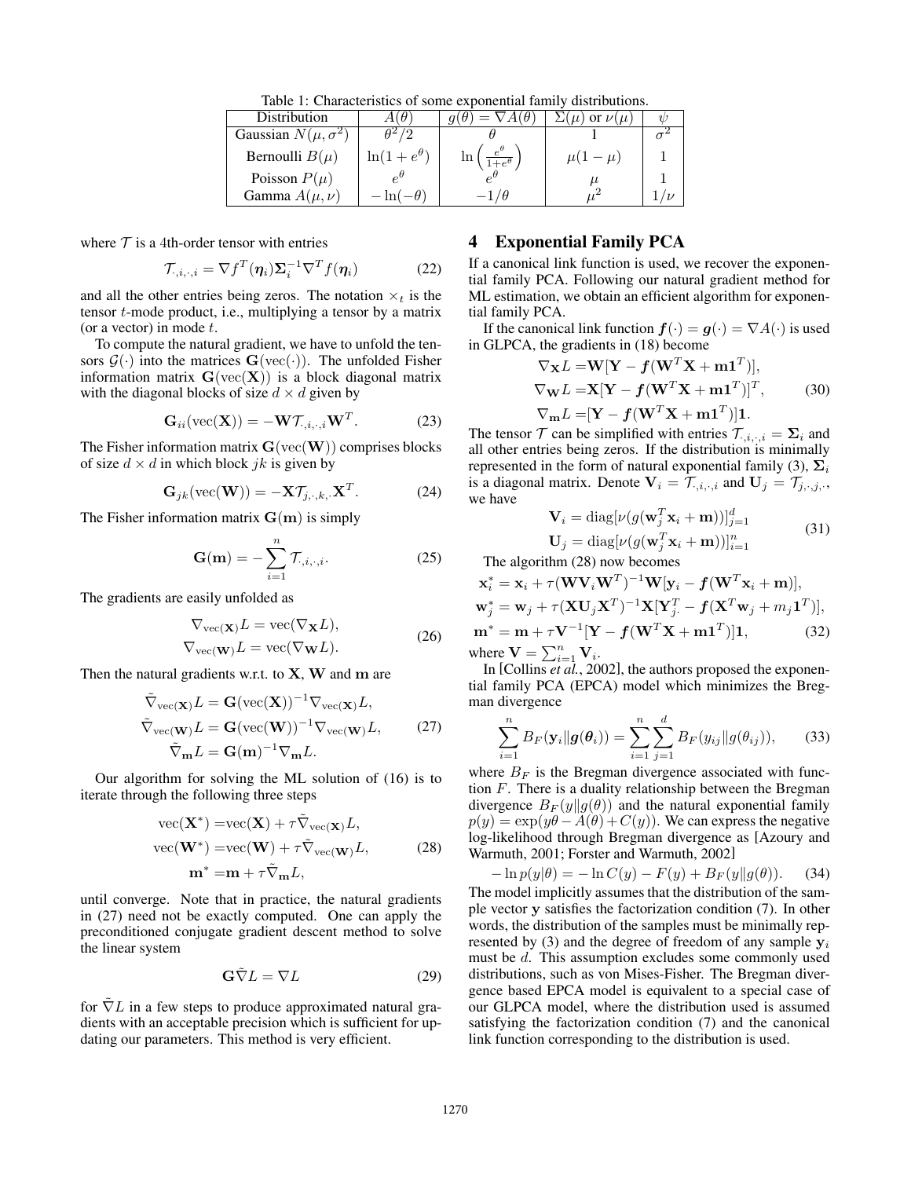Table 1: Characteristics of some exponential family distributions.

| Distribution | $A(\theta)$ | $g(\theta) = \nabla A(\theta)$ | $\Sigma(\mu)$ or $\nu(\mu)$ | $\psi$ |
|---|---|---|---|---|
| Gaussian $N(\mu, \sigma^2)$ | $\theta^2/2$ | $\theta$ | $1$ | $\sigma^2$ |
| Bernoulli $B(\mu)$ | $\ln(1+e^\theta)$ | $\ln\left(\frac{e^\theta}{1+e^\theta}\right)$ | $\mu(1-\mu)$ | $1$ |
| Poisson $P(\mu)$ | $e^\theta$ | $e^\theta$ | $\mu$ | $1$ |
| Gamma $A(\mu, \nu)$ | $-\ln(-\theta)$ | $-1/\theta$ | $\mu^2$ | $1/\nu$ |

where $\mathcal{T}$ is a 4th-order tensor with entries

$$\mathcal{T}_{\cdot,i,\cdot,i} = \nabla f^T(\boldsymbol{\eta}_i)\boldsymbol{\Sigma}_i^{-1}\nabla^T f(\boldsymbol{\eta}_i) \tag{22}$$

and all the other entries being zeros. The notation $\times_t$ is the tensor $t$-mode product, i.e., multiplying a tensor by a matrix (or a vector) in mode $t$.

To compute the natural gradient, we have to unfold the tensors $\mathcal{G}(\cdot)$ into the matrices $\mathbf{G}(\text{vec}(\cdot))$. The unfolded Fisher information matrix $\mathbf{G}(\text{vec}(\mathbf{X}))$ is a block diagonal matrix with the diagonal blocks of size $d \times d$ given by

$$\mathbf{G}_{ii}(\text{vec}(\mathbf{X})) = -\mathbf{W}\mathcal{T}_{\cdot,i,\cdot,i}\mathbf{W}^T. \tag{23}$$

The Fisher information matrix $\mathbf{G}(\text{vec}(\mathbf{W}))$ comprises blocks of size $d \times d$ in which block $jk$ is given by

$$\mathbf{G}_{jk}(\text{vec}(\mathbf{W})) = -\mathbf{X}\mathcal{T}_{j,\cdot,k,\cdot}\mathbf{X}^T. \tag{24}$$

The Fisher information matrix $\mathbf{G}(\mathbf{m})$ is simply

$$\mathbf{G}(\mathbf{m}) = -\sum_{i=1}^{n} \mathcal{T}_{\cdot,i,\cdot,i}. \tag{25}$$

The gradients are easily unfolded as

$$\begin{aligned}\nabla_{\text{vec}(\mathbf{X})}L &= \text{vec}(\nabla_{\mathbf{X}}L),\\ \nabla_{\text{vec}(\mathbf{W})}L &= \text{vec}(\nabla_{\mathbf{W}}L).\end{aligned} \tag{26}$$

Then the natural gradients w.r.t. to $\mathbf{X}$, $\mathbf{W}$ and $\mathbf{m}$ are

$$\begin{aligned}\tilde{\nabla}_{\text{vec}(\mathbf{X})}L &= \mathbf{G}(\text{vec}(\mathbf{X}))^{-1}\nabla_{\text{vec}(\mathbf{X})}L,\\ \tilde{\nabla}_{\text{vec}(\mathbf{W})}L &= \mathbf{G}(\text{vec}(\mathbf{W}))^{-1}\nabla_{\text{vec}(\mathbf{W})}L,\\ \tilde{\nabla}_{\mathbf{m}}L &= \mathbf{G}(\mathbf{m})^{-1}\nabla_{\mathbf{m}}L.\end{aligned} \tag{27}$$

Our algorithm for solving the ML solution of (16) is to iterate through the following three steps

$$\begin{aligned}\text{vec}(\mathbf{X}^*) &= \text{vec}(\mathbf{X}) + \tau\tilde{\nabla}_{\text{vec}(\mathbf{X})}L,\\ \text{vec}(\mathbf{W}^*) &= \text{vec}(\mathbf{W}) + \tau\tilde{\nabla}_{\text{vec}(\mathbf{W})}L,\\ \mathbf{m}^* &= \mathbf{m} + \tau\tilde{\nabla}_{\mathbf{m}}L,\end{aligned} \tag{28}$$

until converge. Note that in practice, the natural gradients in (27) need not be exactly computed. One can apply the preconditioned conjugate gradient descent method to solve the linear system

$$\mathbf{G}\tilde{\nabla}L = \nabla L \tag{29}$$

for $\tilde{\nabla}L$ in a few steps to produce approximated natural gradients with an acceptable precision which is sufficient for updating our parameters. This method is very efficient.

# 4 Exponential Family PCA

If a canonical link function is used, we recover the exponential family PCA. Following our natural gradient method for ML estimation, we obtain an efficient algorithm for exponential family PCA.

If the canonical link function $\boldsymbol{f}(\cdot) = \boldsymbol{g}(\cdot) = \nabla A(\cdot)$ is used in GLPCA, the gradients in (18) become

$$\begin{aligned}\nabla_{\mathbf{X}}L &= \mathbf{W}[\mathbf{Y} - \boldsymbol{f}(\mathbf{W}^T\mathbf{X} + \mathbf{m}\mathbf{1}^T)],\\ \nabla_{\mathbf{W}}L &= \mathbf{X}[\mathbf{Y} - \boldsymbol{f}(\mathbf{W}^T\mathbf{X} + \mathbf{m}\mathbf{1}^T)]^T,\\ \nabla_{\mathbf{m}}L &= [\mathbf{Y} - \boldsymbol{f}(\mathbf{W}^T\mathbf{X} + \mathbf{m}\mathbf{1}^T)]\mathbf{1}.\end{aligned} \tag{30}$$

The tensor $\mathcal{T}$ can be simplified with entries $\mathcal{T}_{\cdot,i,\cdot,i} = \boldsymbol{\Sigma}_i$ and all other entries being zeros. If the distribution is minimally represented in the form of natural exponential family (3), $\boldsymbol{\Sigma}_i$ is a diagonal matrix. Denote $\mathbf{V}_i = \mathcal{T}_{\cdot,i,\cdot,i}$ and $\mathbf{U}_j = \mathcal{T}_{j,\cdot,j,\cdot}$, we have

$$\begin{aligned}\mathbf{V}_i &= \text{diag}[\nu(g(\mathbf{w}_j^T\mathbf{x}_i + \mathbf{m}))]_{j=1}^d\\ \mathbf{U}_j &= \text{diag}[\nu(g(\mathbf{w}_j^T\mathbf{x}_i + \mathbf{m}))]_{i=1}^n\end{aligned} \tag{31}$$

The algorithm (28) now becomes

$$\begin{aligned}\mathbf{x}_i^* &= \mathbf{x}_i + \tau(\mathbf{W}\mathbf{V}_i\mathbf{W}^T)^{-1}\mathbf{W}[\mathbf{y}_i - \boldsymbol{f}(\mathbf{W}^T\mathbf{x}_i + \mathbf{m})],\\ \mathbf{w}_j^* &= \mathbf{w}_j + \tau(\mathbf{X}\mathbf{U}_j\mathbf{X}^T)^{-1}\mathbf{X}[\mathbf{Y}_{j\cdot}^T - \boldsymbol{f}(\mathbf{X}^T\mathbf{w}_j + m_j\mathbf{1}^T)],\\ \mathbf{m}^* &= \mathbf{m} + \tau\mathbf{V}^{-1}[\mathbf{Y} - \boldsymbol{f}(\mathbf{W}^T\mathbf{X} + \mathbf{m}\mathbf{1}^T)]\mathbf{1},\end{aligned} \tag{32}$$

where $\mathbf{V} = \sum_{i=1}^n \mathbf{V}_i$.

In [Collins *et al.*, 2002], the authors proposed the exponential family PCA (EPCA) model which minimizes the Bregman divergence

$$\sum_{i=1}^{n} B_F(\mathbf{y}_i \| \boldsymbol{g}(\boldsymbol{\theta}_i)) = \sum_{i=1}^{n}\sum_{j=1}^{d} B_F(y_{ij} \| g(\theta_{ij})), \tag{33}$$

where $B_F$ is the Bregman divergence associated with function $F$. There is a duality relationship between the Bregman divergence $B_F(y\|g(\theta))$ and the natural exponential family $p(y) = \exp(y\theta - A(\theta) + C(y))$. We can express the negative log-likelihood through Bregman divergence as [Azoury and Warmuth, 2001; Forster and Warmuth, 2002]

$$-\ln p(y|\theta) = -\ln C(y) - F(y) + B_F(y\|g(\theta)). \tag{34}$$

The model implicitly assumes that the distribution of the sample vector $\mathbf{y}$ satisfies the factorization condition (7). In other words, the distribution of the samples must be minimally represented by (3) and the degree of freedom of any sample $\mathbf{y}_i$ must be $d$. This assumption excludes some commonly used distributions, such as von Mises-Fisher. The Bregman divergence based EPCA model is equivalent to a special case of our GLPCA model, where the distribution used is assumed satisfying the factorization condition (7) and the canonical link function corresponding to the distribution is used.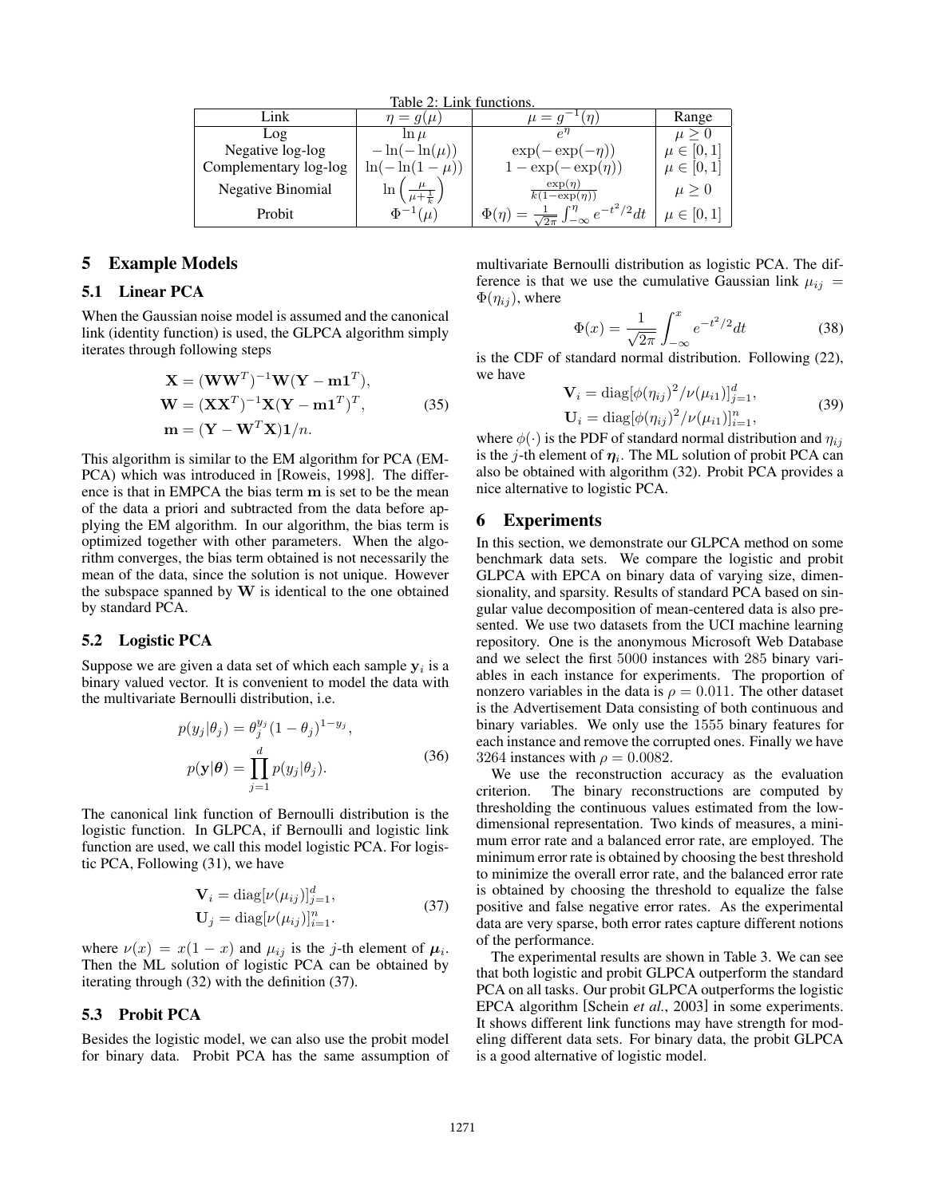Table 2: Link functions.

| Link | $\eta = g(\mu)$ | $\mu = g^{-1}(\eta)$ | Range |
| --- | --- | --- | --- |
| Log | $\ln \mu$ | $e^{\eta}$ | $\mu \geq 0$ |
| Negative log-log | $-\ln(-\ln(\mu))$ | $\exp(-\exp(-\eta))$ | $\mu \in [0,1]$ |
| Complementary log-log | $\ln(-\ln(1-\mu))$ | $1-\exp(-\exp(\eta))$ | $\mu \in [0,1]$ |
| Negative Binomial | $\ln\left(\frac{\mu}{\mu+\frac{1}{k}}\right)$ | $\frac{\exp(\eta)}{k(1-\exp(\eta))}$ | $\mu \geq 0$ |
| Probit | $\Phi^{-1}(\mu)$ | $\Phi(\eta) = \frac{1}{\sqrt{2\pi}}\int_{-\infty}^{\eta} e^{-t^2/2}dt$ | $\mu \in [0,1]$ |

## 5 Example Models

### 5.1 Linear PCA

When the Gaussian noise model is assumed and the canonical link (identity function) is used, the GLPCA algorithm simply iterates through following steps

$$
\begin{aligned}
\mathbf{X} &= (\mathbf{W}\mathbf{W}^T)^{-1}\mathbf{W}(\mathbf{Y} - \mathbf{m}\mathbf{1}^T), \\
\mathbf{W} &= (\mathbf{X}\mathbf{X}^T)^{-1}\mathbf{X}(\mathbf{Y} - \mathbf{m}\mathbf{1}^T)^T, \\
\mathbf{m} &= (\mathbf{Y} - \mathbf{W}^T\mathbf{X})\mathbf{1}/n.
\end{aligned} \tag{35}
$$

This algorithm is similar to the EM algorithm for PCA (EMPCA) which was introduced in [Roweis, 1998]. The difference is that in EMPCA the bias term $\mathbf{m}$ is set to be the mean of the data a priori and subtracted from the data before applying the EM algorithm. In our algorithm, the bias term is optimized together with other parameters. When the algorithm converges, the bias term obtained is not necessarily the mean of the data, since the solution is not unique. However the subspace spanned by $\mathbf{W}$ is identical to the one obtained by standard PCA.

### 5.2 Logistic PCA

Suppose we are given a data set of which each sample $\mathbf{y}_i$ is a binary valued vector. It is convenient to model the data with the multivariate Bernoulli distribution, i.e.

$$
\begin{aligned}
p(y_j|\theta_j) &= \theta_j^{y_j}(1-\theta_j)^{1-y_j}, \\
p(\mathbf{y}|\boldsymbol{\theta}) &= \prod_{j=1}^{d} p(y_j|\theta_j).
\end{aligned} \tag{36}
$$

The canonical link function of Bernoulli distribution is the logistic function. In GLPCA, if Bernoulli and logistic link function are used, we call this model logistic PCA. For logistic PCA, Following (31), we have

$$
\begin{aligned}
\mathbf{V}_i &= \mathrm{diag}[\nu(\mu_{ij})]_{j=1}^{d}, \\
\mathbf{U}_j &= \mathrm{diag}[\nu(\mu_{ij})]_{i=1}^{n}.
\end{aligned} \tag{37}
$$

where $\nu(x) = x(1-x)$ and $\mu_{ij}$ is the $j$-th element of $\boldsymbol{\mu}_i$. Then the ML solution of logistic PCA can be obtained by iterating through (32) with the definition (37).

### 5.3 Probit PCA

Besides the logistic model, we can also use the probit model for binary data. Probit PCA has the same assumption of multivariate Bernoulli distribution as logistic PCA. The difference is that we use the cumulative Gaussian link $\mu_{ij} = \Phi(\eta_{ij})$, where

$$
\Phi(x) = \frac{1}{\sqrt{2\pi}}\int_{-\infty}^{x} e^{-t^2/2}dt \tag{38}
$$

is the CDF of standard normal distribution. Following (22), we have

$$
\begin{aligned}
\mathbf{V}_i &= \mathrm{diag}[\phi(\eta_{ij})^2/\nu(\mu_{i1})]_{j=1}^{d}, \\
\mathbf{U}_i &= \mathrm{diag}[\phi(\eta_{ij})^2/\nu(\mu_{i1})]_{i=1}^{n},
\end{aligned} \tag{39}
$$

where $\phi(\cdot)$ is the PDF of standard normal distribution and $\eta_{ij}$ is the $j$-th element of $\boldsymbol{\eta}_i$. The ML solution of probit PCA can also be obtained with algorithm (32). Probit PCA provides a nice alternative to logistic PCA.

## 6 Experiments

In this section, we demonstrate our GLPCA method on some benchmark data sets. We compare the logistic and probit GLPCA with EPCA on binary data of varying size, dimensionality, and sparsity. Results of standard PCA based on singular value decomposition of mean-centered data is also presented. We use two datasets from the UCI machine learning repository. One is the anonymous Microsoft Web Database and we select the first 5000 instances with 285 binary variables in each instance for experiments. The proportion of nonzero variables in the data is $\rho = 0.011$. The other dataset is the Advertisement Data consisting of both continuous and binary variables. We only use the 1555 binary features for each instance and remove the corrupted ones. Finally we have 3264 instances with $\rho = 0.0082$.

We use the reconstruction accuracy as the evaluation criterion. The binary reconstructions are computed by thresholding the continuous values estimated from the low-dimensional representation. Two kinds of measures, a minimum error rate and a balanced error rate, are employed. The minimum error rate is obtained by choosing the best threshold to minimize the overall error rate, and the balanced error rate is obtained by choosing the threshold to equalize the false positive and false negative error rates. As the experimental data are very sparse, both error rates capture different notions of the performance.

The experimental results are shown in Table 3. We can see that both logistic and probit GLPCA outperform the standard PCA on all tasks. Our probit GLPCA outperforms the logistic EPCA algorithm [Schein *et al.*, 2003] in some experiments. It shows different link functions may have strength for modeling different data sets. For binary data, the probit GLPCA is a good alternative of logistic model.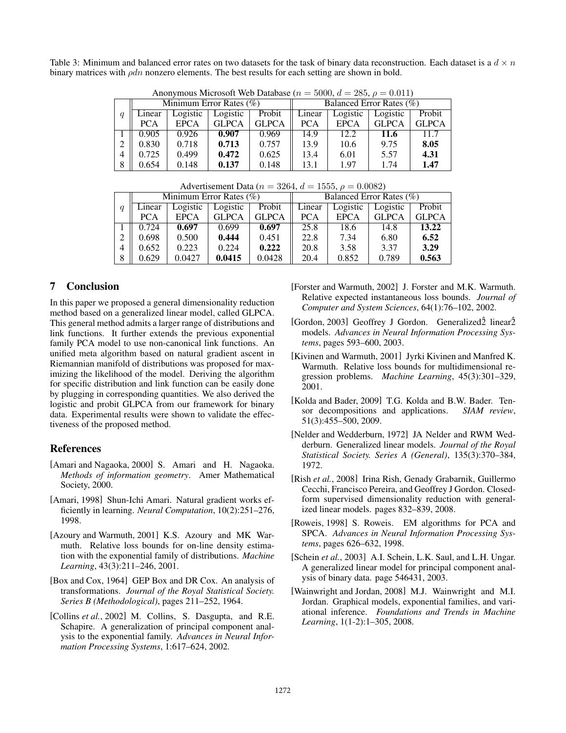Table 3: Minimum and balanced error rates on two datasets for the task of binary data reconstruction. Each dataset is a $d \times n$ binary matrices with $\rho dn$ nonzero elements. The best results for each setting are shown in bold.

Anonymous Microsoft Web Database ($n = 5000$, $d = 285$, $\rho = 0.011$)

| $q$ | Minimum Error Rates (%) | | | | Balanced Error Rates (%) | | | |
|---|---|---|---|---|---|---|---|---|
| | Linear PCA | Logistic EPCA | Logistic GLPCA | Probit GLPCA | Linear PCA | Logistic EPCA | Logistic GLPCA | Probit GLPCA |
| 1 | 0.905 | 0.926 | **0.907** | 0.969 | 14.9 | 12.2 | **11.6** | 11.7 |
| 2 | 0.830 | 0.718 | **0.713** | 0.757 | 13.9 | 10.6 | 9.75 | **8.05** |
| 4 | 0.725 | 0.499 | **0.472** | 0.625 | 13.4 | 6.01 | 5.57 | **4.31** |
| 8 | 0.654 | 0.148 | **0.137** | 0.148 | 13.1 | 1.97 | 1.74 | **1.47** |

Advertisement Data ($n = 3264$, $d = 1555$, $\rho = 0.0082$)

| $q$ | Minimum Error Rates (%) | | | | Balanced Error Rates (%) | | | |
|---|---|---|---|---|---|---|---|---|
| | Linear PCA | Logistic EPCA | Logistic GLPCA | Probit GLPCA | Linear PCA | Logistic EPCA | Logistic GLPCA | Probit GLPCA |
| 1 | 0.724 | **0.697** | 0.699 | **0.697** | 25.8 | 18.6 | 14.8 | **13.22** |
| 2 | 0.698 | 0.500 | **0.444** | 0.451 | 22.8 | 7.34 | 6.80 | **6.52** |
| 4 | 0.652 | 0.223 | 0.224 | **0.222** | 20.8 | 3.58 | 3.37 | **3.29** |
| 8 | 0.629 | 0.0427 | **0.0415** | 0.0428 | 20.4 | 0.852 | 0.789 | **0.563** |

## 7 Conclusion

In this paper we proposed a general dimensionality reduction method based on a generalized linear model, called GLPCA. This general method admits a larger range of distributions and link functions. It further extends the previous exponential family PCA model to use non-canonical link functions. An unified meta algorithm based on natural gradient ascent in Riemannian manifold of distributions was proposed for maximizing the likelihood of the model. Deriving the algorithm for specific distribution and link function can be easily done by plugging in corresponding quantities. We also derived the logistic and probit GLPCA from our framework for binary data. Experimental results were shown to validate the effectiveness of the proposed method.

## References

[Amari and Nagaoka, 2000] S. Amari and H. Nagaoka. *Methods of information geometry*. Amer Mathematical Society, 2000.

[Amari, 1998] Shun-Ichi Amari. Natural gradient works efficiently in learning. *Neural Computation*, 10(2):251–276, 1998.

[Azoury and Warmuth, 2001] K.S. Azoury and MK Warmuth. Relative loss bounds for on-line density estimation with the exponential family of distributions. *Machine Learning*, 43(3):211–246, 2001.

[Box and Cox, 1964] GEP Box and DR Cox. An analysis of transformations. *Journal of the Royal Statistical Society. Series B (Methodological)*, pages 211–252, 1964.

[Collins *et al.*, 2002] M. Collins, S. Dasgupta, and R.E. Schapire. A generalization of principal component analysis to the exponential family. *Advances in Neural Information Processing Systems*, 1:617–624, 2002.

[Forster and Warmuth, 2002] J. Forster and M.K. Warmuth. Relative expected instantaneous loss bounds. *Journal of Computer and System Sciences*, 64(1):76–102, 2002.

[Gordon, 2003] Geoffrey J Gordon. Generalized$\hat{2}$ linear$\hat{2}$ models. *Advances in Neural Information Processing Systems*, pages 593–600, 2003.

[Kivinen and Warmuth, 2001] Jyrki Kivinen and Manfred K. Warmuth. Relative loss bounds for multidimensional regression problems. *Machine Learning*, 45(3):301–329, 2001.

[Kolda and Bader, 2009] T.G. Kolda and B.W. Bader. Tensor decompositions and applications. *SIAM review*, 51(3):455–500, 2009.

[Nelder and Wedderburn, 1972] JA Nelder and RWM Wedderburn. Generalized linear models. *Journal of the Royal Statistical Society. Series A (General)*, 135(3):370–384, 1972.

[Rish *et al.*, 2008] Irina Rish, Genady Grabarnik, Guillermo Cecchi, Francisco Pereira, and Geoffrey J Gordon. Closed-form supervised dimensionality reduction with generalized linear models. pages 832–839, 2008.

[Roweis, 1998] S. Roweis. EM algorithms for PCA and SPCA. *Advances in Neural Information Processing Systems*, pages 626–632, 1998.

[Schein *et al.*, 2003] A.I. Schein, L.K. Saul, and L.H. Ungar. A generalized linear model for principal component analysis of binary data. page 546431, 2003.

[Wainwright and Jordan, 2008] M.J. Wainwright and M.I. Jordan. Graphical models, exponential families, and variational inference. *Foundations and Trends in Machine Learning*, 1(1-2):1–305, 2008.